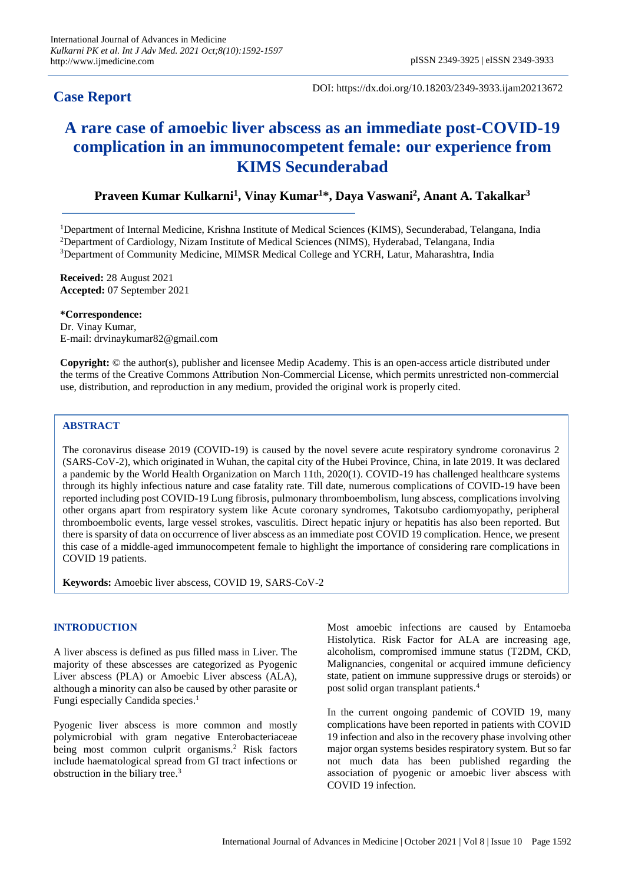## Case Report

DOI: https://dx.doi.org/10.18203/2349-3933.ijam20213672

# A rare case of amoebic liver abscess as an immediate post-COVID-19 complication in an immunocompetent female: our experience from KIMS Secunderabad

**Praveen Kumar Kulkarni[1], Vinay Kumar[1]*, Daya Vaswani[2], Anant A. Takalkar[3]**

[1]Department of Internal Medicine, Krishna Institute of Medical Sciences (KIMS), Secunderabad, Telangana, India
[2]Department of Cardiology, Nizam Institute of Medical Sciences (NIMS), Hyderabad, Telangana, India
[3]Department of Community Medicine, MIMSR Medical College and YCRH, Latur, Maharashtra, India

**Received:** 28 August 2021
**Accepted:** 07 September 2021

**\*Correspondence:**
Dr. Vinay Kumar,
E-mail: drvinaykumar82@gmail.com

**Copyright:** © the author(s), publisher and licensee Medip Academy. This is an open-access article distributed under the terms of the Creative Commons Attribution Non-Commercial License, which permits unrestricted non-commercial use, distribution, and reproduction in any medium, provided the original work is properly cited.

## ABSTRACT

The coronavirus disease 2019 (COVID-19) is caused by the novel severe acute respiratory syndrome coronavirus 2 (SARS-CoV-2), which originated in Wuhan, the capital city of the Hubei Province, China, in late 2019. It was declared a pandemic by the World Health Organization on March 11th, 2020(1). COVID-19 has challenged healthcare systems through its highly infectious nature and case fatality rate. Till date, numerous complications of COVID-19 have been reported including post COVID-19 Lung fibrosis, pulmonary thromboembolism, lung abscess, complications involving other organs apart from respiratory system like Acute coronary syndromes, Takotsubo cardiomyopathy, peripheral thromboembolic events, large vessel strokes, vasculitis. Direct hepatic injury or hepatitis has also been reported. But there is sparsity of data on occurrence of liver abscess as an immediate post COVID 19 complication. Hence, we present this case of a middle-aged immunocompetent female to highlight the importance of considering rare complications in COVID 19 patients.

**Keywords:** Amoebic liver abscess, COVID 19, SARS-CoV-2

## INTRODUCTION

A liver abscess is defined as pus filled mass in Liver. The majority of these abscesses are categorized as Pyogenic Liver abscess (PLA) or Amoebic Liver abscess (ALA), although a minority can also be caused by other parasite or Fungi especially Candida species.[1]

Pyogenic liver abscess is more common and mostly polymicrobial with gram negative Enterobacteriaceae being most common culprit organisms.[2] Risk factors include haematological spread from GI tract infections or obstruction in the biliary tree.[3]

Most amoebic infections are caused by Entamoeba Histolytica. Risk Factor for ALA are increasing age, alcoholism, compromised immune status (T2DM, CKD, Malignancies, congenital or acquired immune deficiency state, patient on immune suppressive drugs or steroids) or post solid organ transplant patients.[4]

In the current ongoing pandemic of COVID 19, many complications have been reported in patients with COVID 19 infection and also in the recovery phase involving other major organ systems besides respiratory system. But so far not much data has been published regarding the association of pyogenic or amoebic liver abscess with COVID 19 infection.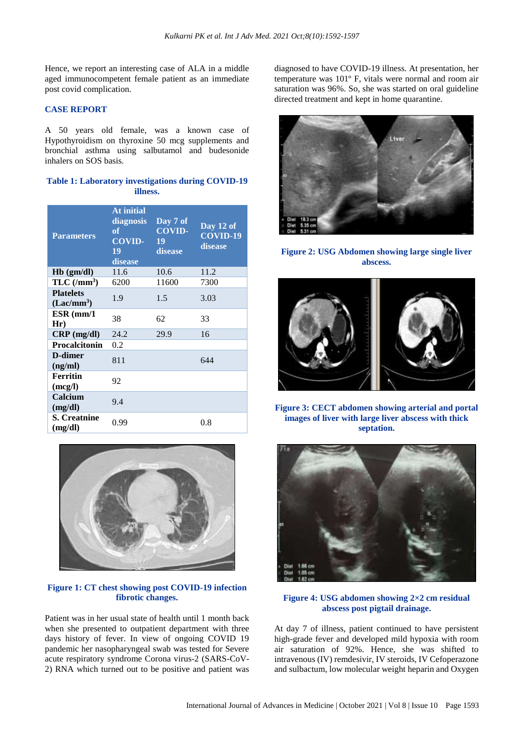Hence, we report an interesting case of ALA in a middle aged immunocompetent female patient as an immediate post covid complication.

## CASE REPORT

A 50 years old female, was a known case of Hypothyroidism on thyroxine 50 mcg supplements and bronchial asthma using salbutamol and budesonide inhalers on SOS basis.

**Table 1: Laboratory investigations during COVID-19 illness.**

| Parameters | At initial diagnosis of COVID-19 disease | Day 7 of COVID-19 disease | Day 12 of COVID-19 disease |
|---|---|---|---|
| Hb (gm/dl) | 11.6 | 10.6 | 11.2 |
| TLC (/mm$^3$) | 6200 | 11600 | 7300 |
| Platelets (Lac/mm$^3$) | 1.9 | 1.5 | 3.03 |
| ESR (mm/1 Hr) | 38 | 62 | 33 |
| CRP (mg/dl) | 24.2 | 29.9 | 16 |
| Procalcitonin | 0.2 | | |
| D-dimer (ng/ml) | 811 | | 644 |
| Ferritin (mcg/l) | 92 | | |
| Calcium (mg/dl) | 9.4 | | |
| S. Creatnine (mg/dl) | 0.99 | | 0.8 |

**Figure 1: CT chest showing post COVID-19 infection fibrotic changes.**

Patient was in her usual state of health until 1 month back when she presented to outpatient department with three days history of fever. In view of ongoing COVID 19 pandemic her nasopharyngeal swab was tested for Severe acute respiratory syndrome Corona virus-2 (SARS-CoV-2) RNA which turned out to be positive and patient was diagnosed to have COVID-19 illness. At presentation, her temperature was 101° F, vitals were normal and room air saturation was 96%. So, she was started on oral guideline directed treatment and kept in home quarantine.

**Figure 2: USG Abdomen showing large single liver abscess.**

**Figure 3: CECT abdomen showing arterial and portal images of liver with large liver abscess with thick septation.**

**Figure 4: USG abdomen showing 2×2 cm residual abscess post pigtail drainage.**

At day 7 of illness, patient continued to have persistent high-grade fever and developed mild hypoxia with room air saturation of 92%. Hence, she was shifted to intravenous (IV) remdesivir, IV steroids, IV Cefoperazone and sulbactum, low molecular weight heparin and Oxygen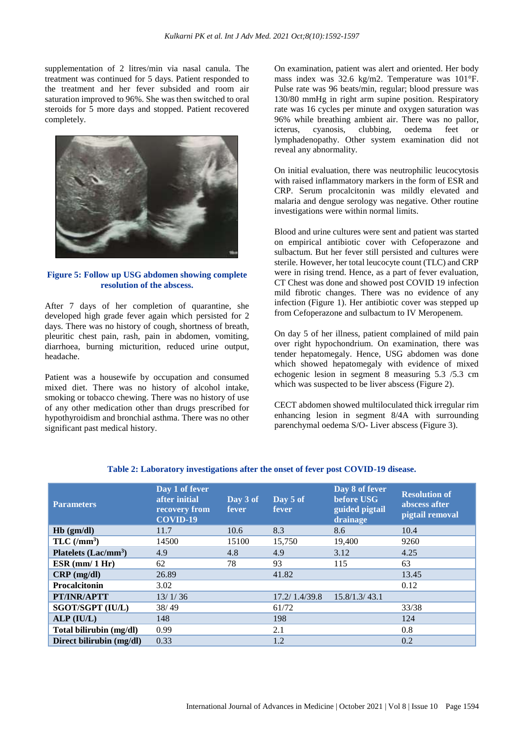supplementation of 2 litres/min via nasal canula. The treatment was continued for 5 days. Patient responded to the treatment and her fever subsided and room air saturation improved to 96%. She was then switched to oral steroids for 5 more days and stopped. Patient recovered completely.

**Figure 5: Follow up USG abdomen showing complete resolution of the abscess.**

After 7 days of her completion of quarantine, she developed high grade fever again which persisted for 2 days. There was no history of cough, shortness of breath, pleuritic chest pain, rash, pain in abdomen, vomiting, diarrhoea, burning micturition, reduced urine output, headache.

Patient was a housewife by occupation and consumed mixed diet. There was no history of alcohol intake, smoking or tobacco chewing. There was no history of use of any other medication other than drugs prescribed for hypothyroidism and bronchial asthma. There was no other significant past medical history.

On examination, patient was alert and oriented. Her body mass index was 32.6 kg/m2. Temperature was 101°F. Pulse rate was 96 beats/min, regular; blood pressure was 130/80 mmHg in right arm supine position. Respiratory rate was 16 cycles per minute and oxygen saturation was 96% while breathing ambient air. There was no pallor, icterus, cyanosis, clubbing, oedema feet or lymphadenopathy. Other system examination did not reveal any abnormality.

On initial evaluation, there was neutrophilic leucocytosis with raised inflammatory markers in the form of ESR and CRP. Serum procalcitonin was mildly elevated and malaria and dengue serology was negative. Other routine investigations were within normal limits.

Blood and urine cultures were sent and patient was started on empirical antibiotic cover with Cefoperazone and sulbactum. But her fever still persisted and cultures were sterile. However, her total leucocyte count (TLC) and CRP were in rising trend. Hence, as a part of fever evaluation, CT Chest was done and showed post COVID 19 infection mild fibrotic changes. There was no evidence of any infection (Figure 1). Her antibiotic cover was stepped up from Cefoperazone and sulbactum to IV Meropenem.

On day 5 of her illness, patient complained of mild pain over right hypochondrium. On examination, there was tender hepatomegaly. Hence, USG abdomen was done which showed hepatomegaly with evidence of mixed echogenic lesion in segment 8 measuring 5.3 /5.3 cm which was suspected to be liver abscess (Figure 2).

CECT abdomen showed multiloculated thick irregular rim enhancing lesion in segment 8/4A with surrounding parenchymal oedema S/O- Liver abscess (Figure 3).

**Table 2: Laboratory investigations after the onset of fever post COVID-19 disease.**

| Parameters | Day 1 of fever after initial recovery from COVID-19 | Day 3 of fever | Day 5 of fever | Day 8 of fever before USG guided pigtail drainage | Resolution of abscess after pigtail removal |
|---|---|---|---|---|---|
| **Hb (gm/dl)** | 11.7 | 10.6 | 8.3 | 8.6 | 10.4 |
| **TLC (/mm$^3$)** | 14500 | 15100 | 15,750 | 19,400 | 9260 |
| **Platelets (Lac/mm$^3$)** | 4.9 | 4.8 | 4.9 | 3.12 | 4.25 |
| **ESR (mm/ 1 Hr)** | 62 | 78 | 93 | 115 | 63 |
| **CRP (mg/dl)** | 26.89 | | 41.82 | | 13.45 |
| **Procalcitonin** | 3.02 | | | | 0.12 |
| **PT/INR/APTT** | 13/ 1/ 36 | | 17.2/ 1.4/39.8 | 15.8/1.3/ 43.1 | |
| **SGOT/SGPT (IU/L)** | 38/ 49 | | 61/72 | | 33/38 |
| **ALP (IU/L)** | 148 | | 198 | | 124 |
| **Total bilirubin (mg/dl)** | 0.99 | | 2.1 | | 0.8 |
| **Direct bilirubin (mg/dl)** | 0.33 | | 1.2 | | 0.2 |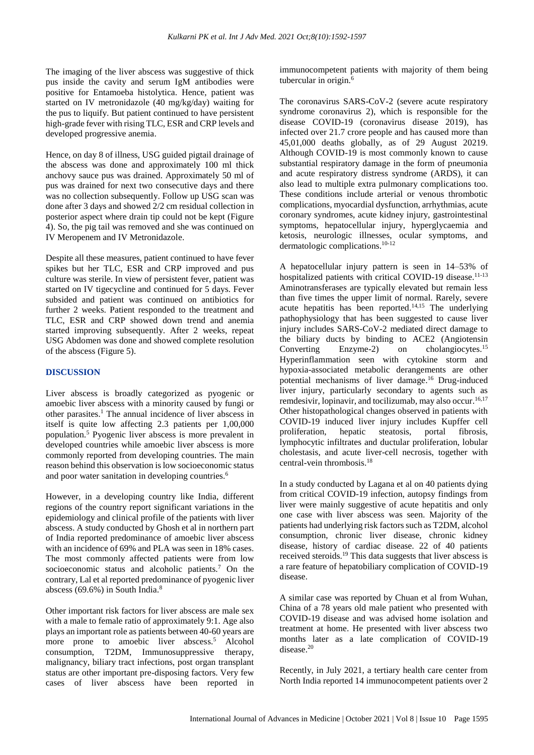The imaging of the liver abscess was suggestive of thick pus inside the cavity and serum IgM antibodies were positive for Entamoeba histolytica. Hence, patient was started on IV metronidazole (40 mg/kg/day) waiting for the pus to liquify. But patient continued to have persistent high-grade fever with rising TLC, ESR and CRP levels and developed progressive anemia.

Hence, on day 8 of illness, USG guided pigtail drainage of the abscess was done and approximately 100 ml thick anchovy sauce pus was drained. Approximately 50 ml of pus was drained for next two consecutive days and there was no collection subsequently. Follow up USG scan was done after 3 days and showed 2/2 cm residual collection in posterior aspect where drain tip could not be kept (Figure 4). So, the pig tail was removed and she was continued on IV Meropenem and IV Metronidazole.

Despite all these measures, patient continued to have fever spikes but her TLC, ESR and CRP improved and pus culture was sterile. In view of persistent fever, patient was started on IV tigecycline and continued for 5 days. Fever subsided and patient was continued on antibiotics for further 2 weeks. Patient responded to the treatment and TLC, ESR and CRP showed down trend and anemia started improving subsequently. After 2 weeks, repeat USG Abdomen was done and showed complete resolution of the abscess (Figure 5).

## DISCUSSION

Liver abscess is broadly categorized as pyogenic or amoebic liver abscess with a minority caused by fungi or other parasites.[1] The annual incidence of liver abscess in itself is quite low affecting 2.3 patients per 1,00,000 population.[5] Pyogenic liver abscess is more prevalent in developed countries while amoebic liver abscess is more commonly reported from developing countries. The main reason behind this observation is low socioeconomic status and poor water sanitation in developing countries.[6]

However, in a developing country like India, different regions of the country report significant variations in the epidemiology and clinical profile of the patients with liver abscess. A study conducted by Ghosh et al in northern part of India reported predominance of amoebic liver abscess with an incidence of 69% and PLA was seen in 18% cases. The most commonly affected patients were from low socioeconomic status and alcoholic patients.[7] On the contrary, Lal et al reported predominance of pyogenic liver abscess (69.6%) in South India.[8]

Other important risk factors for liver abscess are male sex with a male to female ratio of approximately 9:1. Age also plays an important role as patients between 40-60 years are more prone to amoebic liver abscess.[5] Alcohol consumption, T2DM, Immunosuppressive therapy, malignancy, biliary tract infections, post organ transplant status are other important pre-disposing factors. Very few cases of liver abscess have been reported in immunocompetent patients with majority of them being tubercular in origin.[6]

The coronavirus SARS-CoV-2 (severe acute respiratory syndrome coronavirus 2), which is responsible for the disease COVID-19 (coronavirus disease 2019), has infected over 21.7 crore people and has caused more than 45,01,000 deaths globally, as of 29 August 20219. Although COVID-19 is most commonly known to cause substantial respiratory damage in the form of pneumonia and acute respiratory distress syndrome (ARDS), it can also lead to multiple extra pulmonary complications too. These conditions include arterial or venous thrombotic complications, myocardial dysfunction, arrhythmias, acute coronary syndromes, acute kidney injury, gastrointestinal symptoms, hepatocellular injury, hyperglycaemia and ketosis, neurologic illnesses, ocular symptoms, and dermatologic complications.[10-12]

A hepatocellular injury pattern is seen in 14–53% of hospitalized patients with critical COVID-19 disease.[11-13] Aminotransferases are typically elevated but remain less than five times the upper limit of normal. Rarely, severe acute hepatitis has been reported.[14,15] The underlying pathophysiology that has been suggested to cause liver injury includes SARS-CoV-2 mediated direct damage to the biliary ducts by binding to ACE2 (Angiotensin Converting Enzyme-2) on cholangiocytes.[15] Hyperinflammation seen with cytokine storm and hypoxia-associated metabolic derangements are other potential mechanisms of liver damage.[16] Drug-induced liver injury, particularly secondary to agents such as remdesivir, lopinavir, and tocilizumab, may also occur.[16,17] Other histopathological changes observed in patients with COVID-19 induced liver injury includes Kupffer cell proliferation, hepatic steatosis, portal fibrosis, lymphocytic infiltrates and ductular proliferation, lobular cholestasis, and acute liver-cell necrosis, together with central-vein thrombosis.[18]

In a study conducted by Lagana et al on 40 patients dying from critical COVID-19 infection, autopsy findings from liver were mainly suggestive of acute hepatitis and only one case with liver abscess was seen. Majority of the patients had underlying risk factors such as T2DM, alcohol consumption, chronic liver disease, chronic kidney disease, history of cardiac disease. 22 of 40 patients received steroids.[19] This data suggests that liver abscess is a rare feature of hepatobiliary complication of COVID-19 disease.

A similar case was reported by Chuan et al from Wuhan, China of a 78 years old male patient who presented with COVID-19 disease and was advised home isolation and treatment at home. He presented with liver abscess two months later as a late complication of COVID-19 disease.[20]

Recently, in July 2021, a tertiary health care center from North India reported 14 immunocompetent patients over 2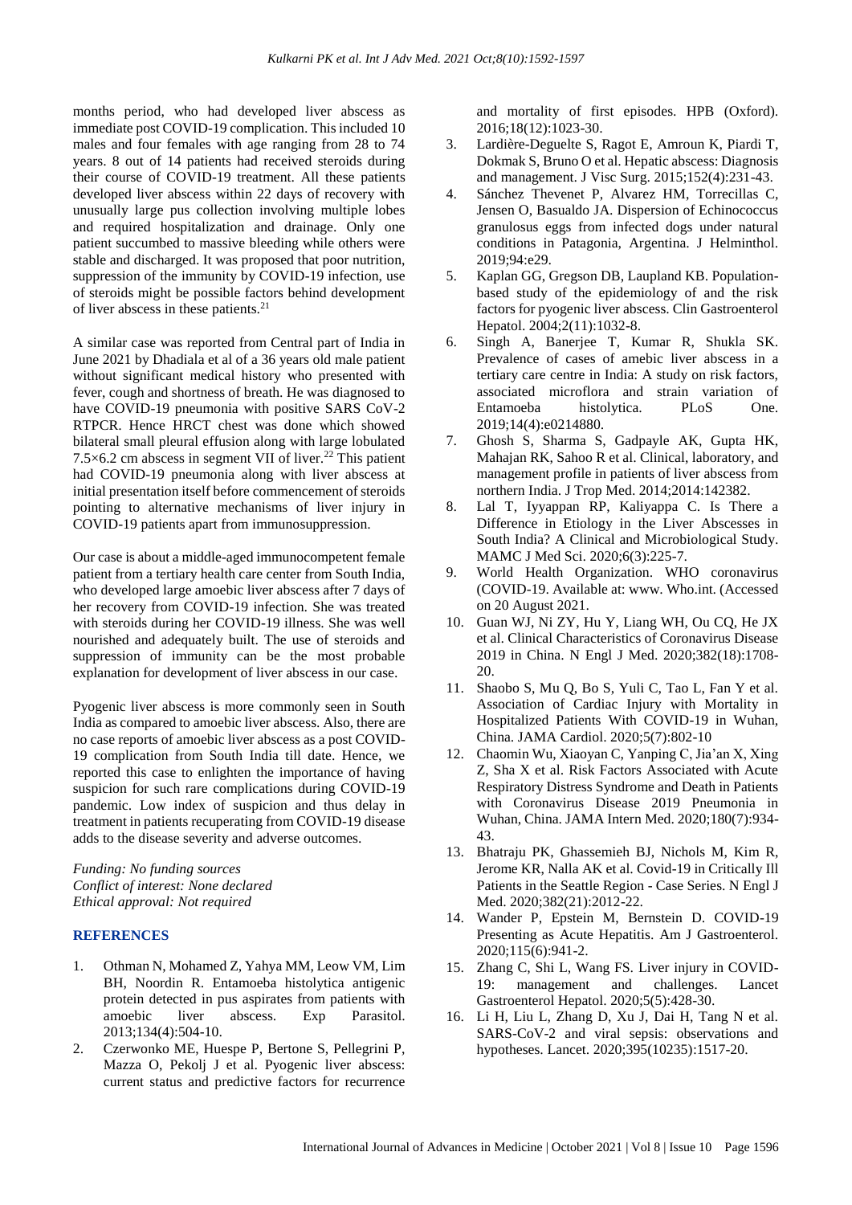months period, who had developed liver abscess as immediate post COVID-19 complication. This included 10 males and four females with age ranging from 28 to 74 years. 8 out of 14 patients had received steroids during their course of COVID-19 treatment. All these patients developed liver abscess within 22 days of recovery with unusually large pus collection involving multiple lobes and required hospitalization and drainage. Only one patient succumbed to massive bleeding while others were stable and discharged. It was proposed that poor nutrition, suppression of the immunity by COVID-19 infection, use of steroids might be possible factors behind development of liver abscess in these patients.[21]

A similar case was reported from Central part of India in June 2021 by Dhadiala et al of a 36 years old male patient without significant medical history who presented with fever, cough and shortness of breath. He was diagnosed to have COVID-19 pneumonia with positive SARS CoV-2 RTPCR. Hence HRCT chest was done which showed bilateral small pleural effusion along with large lobulated 7.5×6.2 cm abscess in segment VII of liver.[22] This patient had COVID-19 pneumonia along with liver abscess at initial presentation itself before commencement of steroids pointing to alternative mechanisms of liver injury in COVID-19 patients apart from immunosuppression.

Our case is about a middle-aged immunocompetent female patient from a tertiary health care center from South India, who developed large amoebic liver abscess after 7 days of her recovery from COVID-19 infection. She was treated with steroids during her COVID-19 illness. She was well nourished and adequately built. The use of steroids and suppression of immunity can be the most probable explanation for development of liver abscess in our case.

Pyogenic liver abscess is more commonly seen in South India as compared to amoebic liver abscess. Also, there are no case reports of amoebic liver abscess as a post COVID-19 complication from South India till date. Hence, we reported this case to enlighten the importance of having suspicion for such rare complications during COVID-19 pandemic. Low index of suspicion and thus delay in treatment in patients recuperating from COVID-19 disease adds to the disease severity and adverse outcomes.

*Funding: No funding sources*
*Conflict of interest: None declared*
*Ethical approval: Not required*

## REFERENCES

1. Othman N, Mohamed Z, Yahya MM, Leow VM, Lim BH, Noordin R. Entamoeba histolytica antigenic protein detected in pus aspirates from patients with amoebic liver abscess. Exp Parasitol. 2013;134(4):504-10.
2. Czerwonko ME, Huespe P, Bertone S, Pellegrini P, Mazza O, Pekolj J et al. Pyogenic liver abscess: current status and predictive factors for recurrence and mortality of first episodes. HPB (Oxford). 2016;18(12):1023-30.
3. Lardière-Deguelte S, Ragot E, Amroun K, Piardi T, Dokmak S, Bruno O et al. Hepatic abscess: Diagnosis and management. J Visc Surg. 2015;152(4):231-43.
4. Sánchez Thevenet P, Alvarez HM, Torrecillas C, Jensen O, Basualdo JA. Dispersion of Echinococcus granulosus eggs from infected dogs under natural conditions in Patagonia, Argentina. J Helminthol. 2019;94:e29.
5. Kaplan GG, Gregson DB, Laupland KB. Population-based study of the epidemiology of and the risk factors for pyogenic liver abscess. Clin Gastroenterol Hepatol. 2004;2(11):1032-8.
6. Singh A, Banerjee T, Kumar R, Shukla SK. Prevalence of cases of amebic liver abscess in a tertiary care centre in India: A study on risk factors, associated microflora and strain variation of Entamoeba histolytica. PLoS One. 2019;14(4):e0214880.
7. Ghosh S, Sharma S, Gadpayle AK, Gupta HK, Mahajan RK, Sahoo R et al. Clinical, laboratory, and management profile in patients of liver abscess from northern India. J Trop Med. 2014;2014:142382.
8. Lal T, Iyyappan RP, Kaliyappa C. Is There a Difference in Etiology in the Liver Abscesses in South India? A Clinical and Microbiological Study. MAMC J Med Sci. 2020;6(3):225-7.
9. World Health Organization. WHO coronavirus (COVID-19. Available at: www. Who.int. (Accessed on 20 August 2021.
10. Guan WJ, Ni ZY, Hu Y, Liang WH, Ou CQ, He JX et al. Clinical Characteristics of Coronavirus Disease 2019 in China. N Engl J Med. 2020;382(18):1708-20.
11. Shaobo S, Mu Q, Bo S, Yuli C, Tao L, Fan Y et al. Association of Cardiac Injury with Mortality in Hospitalized Patients With COVID-19 in Wuhan, China. JAMA Cardiol. 2020;5(7):802-10
12. Chaomin Wu, Xiaoyan C, Yanping C, Jia'an X, Xing Z, Sha X et al. Risk Factors Associated with Acute Respiratory Distress Syndrome and Death in Patients with Coronavirus Disease 2019 Pneumonia in Wuhan, China. JAMA Intern Med. 2020;180(7):934-43.
13. Bhatraju PK, Ghassemieh BJ, Nichols M, Kim R, Jerome KR, Nalla AK et al. Covid-19 in Critically Ill Patients in the Seattle Region - Case Series. N Engl J Med. 2020;382(21):2012-22.
14. Wander P, Epstein M, Bernstein D. COVID-19 Presenting as Acute Hepatitis. Am J Gastroenterol. 2020;115(6):941-2.
15. Zhang C, Shi L, Wang FS. Liver injury in COVID-19: management and challenges. Lancet Gastroenterol Hepatol. 2020;5(5):428-30.
16. Li H, Liu L, Zhang D, Xu J, Dai H, Tang N et al. SARS-CoV-2 and viral sepsis: observations and hypotheses. Lancet. 2020;395(10235):1517-20.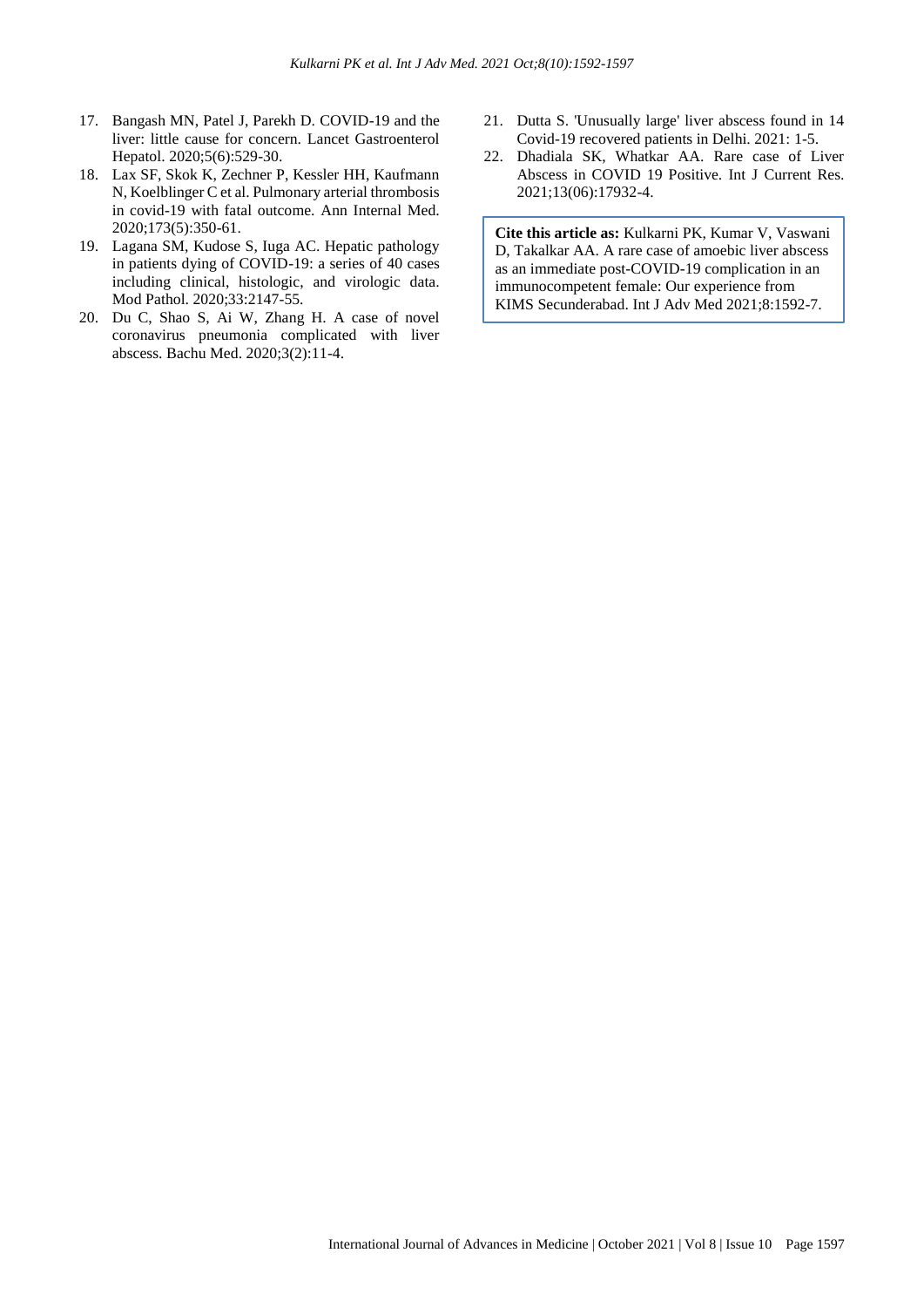17. Bangash MN, Patel J, Parekh D. COVID-19 and the liver: little cause for concern. Lancet Gastroenterol Hepatol. 2020;5(6):529-30.
18. Lax SF, Skok K, Zechner P, Kessler HH, Kaufmann N, Koelblinger C et al. Pulmonary arterial thrombosis in covid-19 with fatal outcome. Ann Internal Med. 2020;173(5):350-61.
19. Lagana SM, Kudose S, Iuga AC. Hepatic pathology in patients dying of COVID-19: a series of 40 cases including clinical, histologic, and virologic data. Mod Pathol. 2020;33:2147-55.
20. Du C, Shao S, Ai W, Zhang H. A case of novel coronavirus pneumonia complicated with liver abscess. Bachu Med. 2020;3(2):11-4.
21. Dutta S. 'Unusually large' liver abscess found in 14 Covid-19 recovered patients in Delhi. 2021: 1-5.
22. Dhadiala SK, Whatkar AA. Rare case of Liver Abscess in COVID 19 Positive. Int J Current Res. 2021;13(06):17932-4.

**Cite this article as:** Kulkarni PK, Kumar V, Vaswani D, Takalkar AA. A rare case of amoebic liver abscess as an immediate post-COVID-19 complication in an immunocompetent female: Our experience from KIMS Secunderabad. Int J Adv Med 2021;8:1592-7.